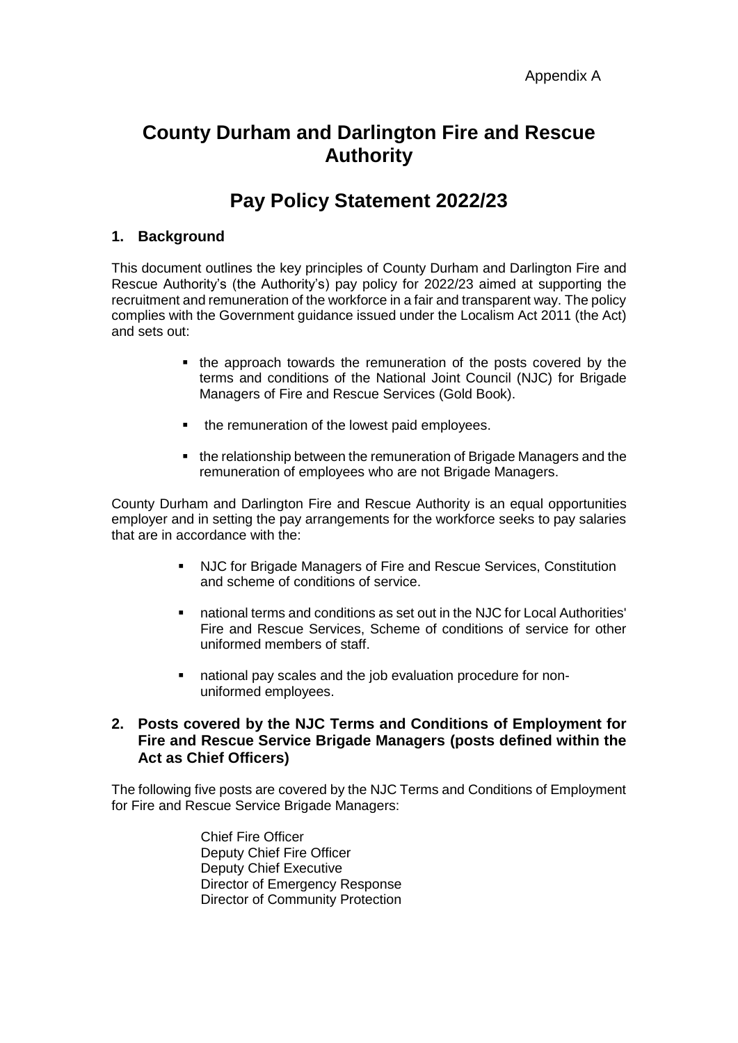Appendix A

# County Durham and Darlington Fire and Rescue Authority

# Pay Policy Statement 2022/23

## 1. Background

This document outlines the key principles of County Durham and Darlington Fire and Rescue Authority's (the Authority's) pay policy for 2022/23 aimed at supporting the recruitment and remuneration of the workforce in a fair and transparent way. The policy complies with the Government guidance issued under the Localism Act 2011 (the Act) and sets out:

- the approach towards the remuneration of the posts covered by the terms and conditions of the National Joint Council (NJC) for Brigade Managers of Fire and Rescue Services (Gold Book).
- the remuneration of the lowest paid employees.
- the relationship between the remuneration of Brigade Managers and the remuneration of employees who are not Brigade Managers.

County Durham and Darlington Fire and Rescue Authority is an equal opportunities employer and in setting the pay arrangements for the workforce seeks to pay salaries that are in accordance with the:

- NJC for Brigade Managers of Fire and Rescue Services, Constitution and scheme of conditions of service.
- national terms and conditions as set out in the NJC for Local Authorities' Fire and Rescue Services, Scheme of conditions of service for other uniformed members of staff.
- national pay scales and the job evaluation procedure for non-uniformed employees.

## 2. Posts covered by the NJC Terms and Conditions of Employment for Fire and Rescue Service Brigade Managers (posts defined within the Act as Chief Officers)

The following five posts are covered by the NJC Terms and Conditions of Employment for Fire and Rescue Service Brigade Managers:

Chief Fire Officer
Deputy Chief Fire Officer
Deputy Chief Executive
Director of Emergency Response
Director of Community Protection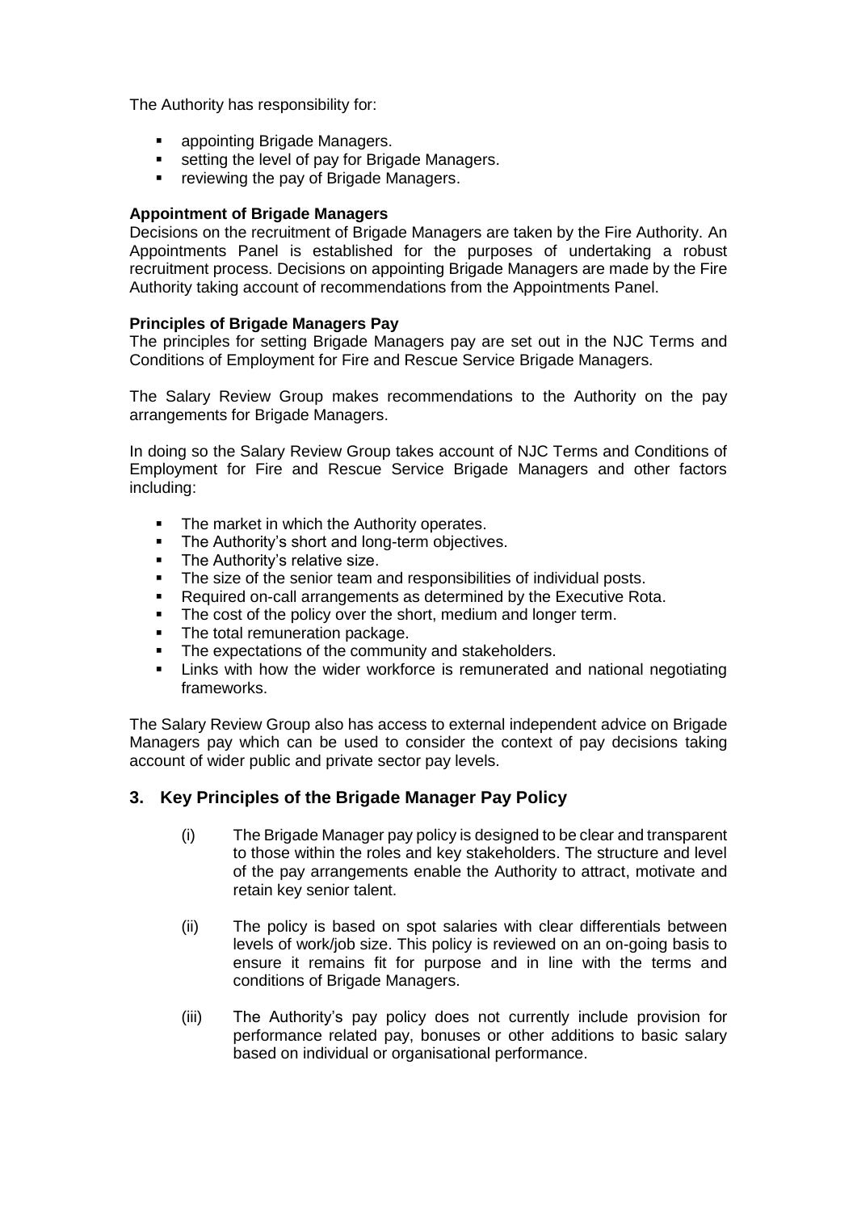The Authority has responsibility for:

- appointing Brigade Managers.
- setting the level of pay for Brigade Managers.
- reviewing the pay of Brigade Managers.

**Appointment of Brigade Managers**
Decisions on the recruitment of Brigade Managers are taken by the Fire Authority. An Appointments Panel is established for the purposes of undertaking a robust recruitment process. Decisions on appointing Brigade Managers are made by the Fire Authority taking account of recommendations from the Appointments Panel.

**Principles of Brigade Managers Pay**
The principles for setting Brigade Managers pay are set out in the NJC Terms and Conditions of Employment for Fire and Rescue Service Brigade Managers.

The Salary Review Group makes recommendations to the Authority on the pay arrangements for Brigade Managers.

In doing so the Salary Review Group takes account of NJC Terms and Conditions of Employment for Fire and Rescue Service Brigade Managers and other factors including:

- The market in which the Authority operates.
- The Authority's short and long-term objectives.
- The Authority's relative size.
- The size of the senior team and responsibilities of individual posts.
- Required on-call arrangements as determined by the Executive Rota.
- The cost of the policy over the short, medium and longer term.
- The total remuneration package.
- The expectations of the community and stakeholders.
- Links with how the wider workforce is remunerated and national negotiating frameworks.

The Salary Review Group also has access to external independent advice on Brigade Managers pay which can be used to consider the context of pay decisions taking account of wider public and private sector pay levels.

## 3. Key Principles of the Brigade Manager Pay Policy

(i) The Brigade Manager pay policy is designed to be clear and transparent to those within the roles and key stakeholders. The structure and level of the pay arrangements enable the Authority to attract, motivate and retain key senior talent.

(ii) The policy is based on spot salaries with clear differentials between levels of work/job size. This policy is reviewed on an on-going basis to ensure it remains fit for purpose and in line with the terms and conditions of Brigade Managers.

(iii) The Authority's pay policy does not currently include provision for performance related pay, bonuses or other additions to basic salary based on individual or organisational performance.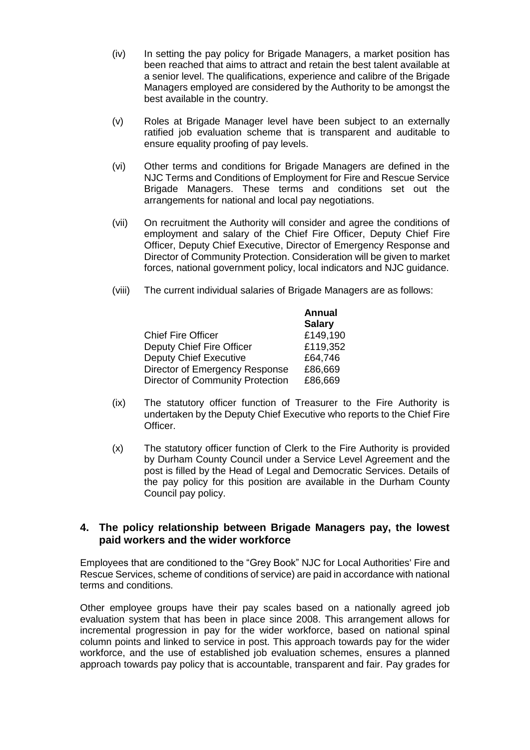(iv) In setting the pay policy for Brigade Managers, a market position has been reached that aims to attract and retain the best talent available at a senior level. The qualifications, experience and calibre of the Brigade Managers employed are considered by the Authority to be amongst the best available in the country.

(v) Roles at Brigade Manager level have been subject to an externally ratified job evaluation scheme that is transparent and auditable to ensure equality proofing of pay levels.

(vi) Other terms and conditions for Brigade Managers are defined in the NJC Terms and Conditions of Employment for Fire and Rescue Service Brigade Managers. These terms and conditions set out the arrangements for national and local pay negotiations.

(vii) On recruitment the Authority will consider and agree the conditions of employment and salary of the Chief Fire Officer, Deputy Chief Fire Officer, Deputy Chief Executive, Director of Emergency Response and Director of Community Protection. Consideration will be given to market forces, national government policy, local indicators and NJC guidance.

(viii) The current individual salaries of Brigade Managers are as follows:

| | **Annual Salary** |
|---|---|
| Chief Fire Officer | £149,190 |
| Deputy Chief Fire Officer | £119,352 |
| Deputy Chief Executive | £64,746 |
| Director of Emergency Response | £86,669 |
| Director of Community Protection | £86,669 |

(ix) The statutory officer function of Treasurer to the Fire Authority is undertaken by the Deputy Chief Executive who reports to the Chief Fire Officer.

(x) The statutory officer function of Clerk to the Fire Authority is provided by Durham County Council under a Service Level Agreement and the post is filled by the Head of Legal and Democratic Services. Details of the pay policy for this position are available in the Durham County Council pay policy.

## 4. The policy relationship between Brigade Managers pay, the lowest paid workers and the wider workforce

Employees that are conditioned to the "Grey Book" NJC for Local Authorities' Fire and Rescue Services, scheme of conditions of service) are paid in accordance with national terms and conditions.

Other employee groups have their pay scales based on a nationally agreed job evaluation system that has been in place since 2008. This arrangement allows for incremental progression in pay for the wider workforce, based on national spinal column points and linked to service in post. This approach towards pay for the wider workforce, and the use of established job evaluation schemes, ensures a planned approach towards pay policy that is accountable, transparent and fair. Pay grades for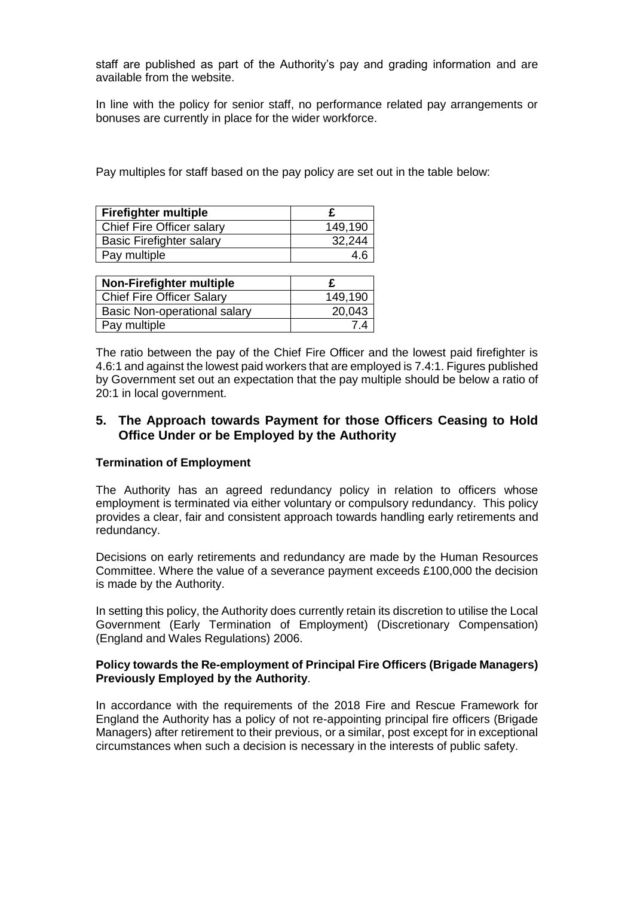staff are published as part of the Authority's pay and grading information and are available from the website.

In line with the policy for senior staff, no performance related pay arrangements or bonuses are currently in place for the wider workforce.

Pay multiples for staff based on the pay policy are set out in the table below:

| **Firefighter multiple** | **£** |
|---|---|
| Chief Fire Officer salary | 149,190 |
| Basic Firefighter salary | 32,244 |
| Pay multiple | 4.6 |

| **Non-Firefighter multiple** | **£** |
|---|---|
| Chief Fire Officer Salary | 149,190 |
| Basic Non-operational salary | 20,043 |
| Pay multiple | 7.4 |

The ratio between the pay of the Chief Fire Officer and the lowest paid firefighter is 4.6:1 and against the lowest paid workers that are employed is 7.4:1. Figures published by Government set out an expectation that the pay multiple should be below a ratio of 20:1 in local government.

## 5. The Approach towards Payment for those Officers Ceasing to Hold Office Under or be Employed by the Authority

**Termination of Employment**

The Authority has an agreed redundancy policy in relation to officers whose employment is terminated via either voluntary or compulsory redundancy. This policy provides a clear, fair and consistent approach towards handling early retirements and redundancy.

Decisions on early retirements and redundancy are made by the Human Resources Committee. Where the value of a severance payment exceeds £100,000 the decision is made by the Authority.

In setting this policy, the Authority does currently retain its discretion to utilise the Local Government (Early Termination of Employment) (Discretionary Compensation) (England and Wales Regulations) 2006.

**Policy towards the Re-employment of Principal Fire Officers (Brigade Managers) Previously Employed by the Authority**.

In accordance with the requirements of the 2018 Fire and Rescue Framework for England the Authority has a policy of not re-appointing principal fire officers (Brigade Managers) after retirement to their previous, or a similar, post except for in exceptional circumstances when such a decision is necessary in the interests of public safety.